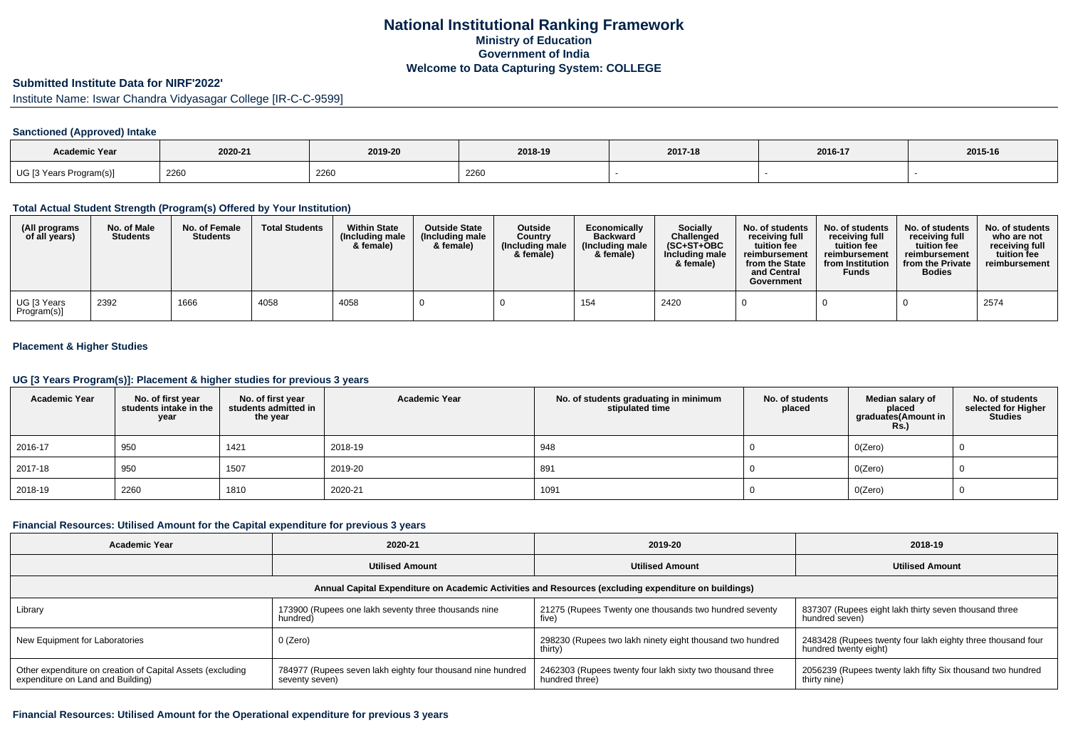# National Institutional Ranking Framework

## Ministry of Education

## Government of India

## Welcome to Data Capturing System: COLLEGE

### Submitted Institute Data for NIRF'2022'

Institute Name: Iswar Chandra Vidyasagar College [IR-C-C-9599]

#### Sanctioned (Approved) Intake

| Academic Year | 2020-21 | 2019-20 | 2018-19 | 2017-18 | 2016-17 | 2015-16 |
| --- | --- | --- | --- | --- | --- | --- |
| UG [3 Years Program(s)] | 2260 | 2260 | 2260 | - | - | - |

#### Total Actual Student Strength (Program(s) Offered by Your Institution)

| (All programs of all years) | No. of Male Students | No. of Female Students | Total Students | Within State (Including male & female) | Outside State (Including male & female) | Outside Country (Including male & female) | Economically Backward (Including male & female) | Socially Challenged (SC+ST+OBC Including male & female) | No. of students receiving full tuition fee reimbursement from the State and Central Government | No. of students receiving full tuition fee reimbursement from Institution Funds | No. of students receiving full tuition fee reimbursement from the Private Bodies | No. of students who are not receiving full tuition fee reimbursement |
| --- | --- | --- | --- | --- | --- | --- | --- | --- | --- | --- | --- | --- |
| UG [3 Years Program(s)] | 2392 | 1666 | 4058 | 4058 | 0 | 0 | 154 | 2420 | 0 | 0 | 0 | 2574 |

#### Placement & Higher Studies

#### UG [3 Years Program(s)]: Placement & higher studies for previous 3 years

| Academic Year | No. of first year students intake in the year | No. of first year students admitted in the year | Academic Year | No. of students graduating in minimum stipulated time | No. of students placed | Median salary of placed graduates(Amount in Rs.) | No. of students selected for Higher Studies |
| --- | --- | --- | --- | --- | --- | --- | --- |
| 2016-17 | 950 | 1421 | 2018-19 | 948 | 0 | 0(Zero) | 0 |
| 2017-18 | 950 | 1507 | 2019-20 | 891 | 0 | 0(Zero) | 0 |
| 2018-19 | 2260 | 1810 | 2020-21 | 1091 | 0 | 0(Zero) | 0 |

#### Financial Resources: Utilised Amount for the Capital expenditure for previous 3 years

| Academic Year | 2020-21 | 2019-20 | 2018-19 |
| --- | --- | --- | --- |
| | Utilised Amount | Utilised Amount | Utilised Amount |
| Annual Capital Expenditure on Academic Activities and Resources (excluding expenditure on buildings) | | | |
| Library | 173900 (Rupees one lakh seventy three thousands nine hundred) | 21275 (Rupees Twenty one thousands two hundred seventy five) | 837307 (Rupees eight lakh thirty seven thousand three hundred seven) |
| New Equipment for Laboratories | 0 (Zero) | 298230 (Rupees two lakh ninety eight thousand two hundred thirty) | 2483428 (Rupees twenty four lakh eighty three thousand four hundred twenty eight) |
| Other expenditure on creation of Capital Assets (excluding expenditure on Land and Building) | 784977 (Rupees seven lakh eighty four thousand nine hundred seventy seven) | 2462303 (Rupees twenty four lakh sixty two thousand three hundred three) | 2056239 (Rupees twenty lakh fifty Six thousand two hundred thirty nine) |

#### Financial Resources: Utilised Amount for the Operational expenditure for previous 3 years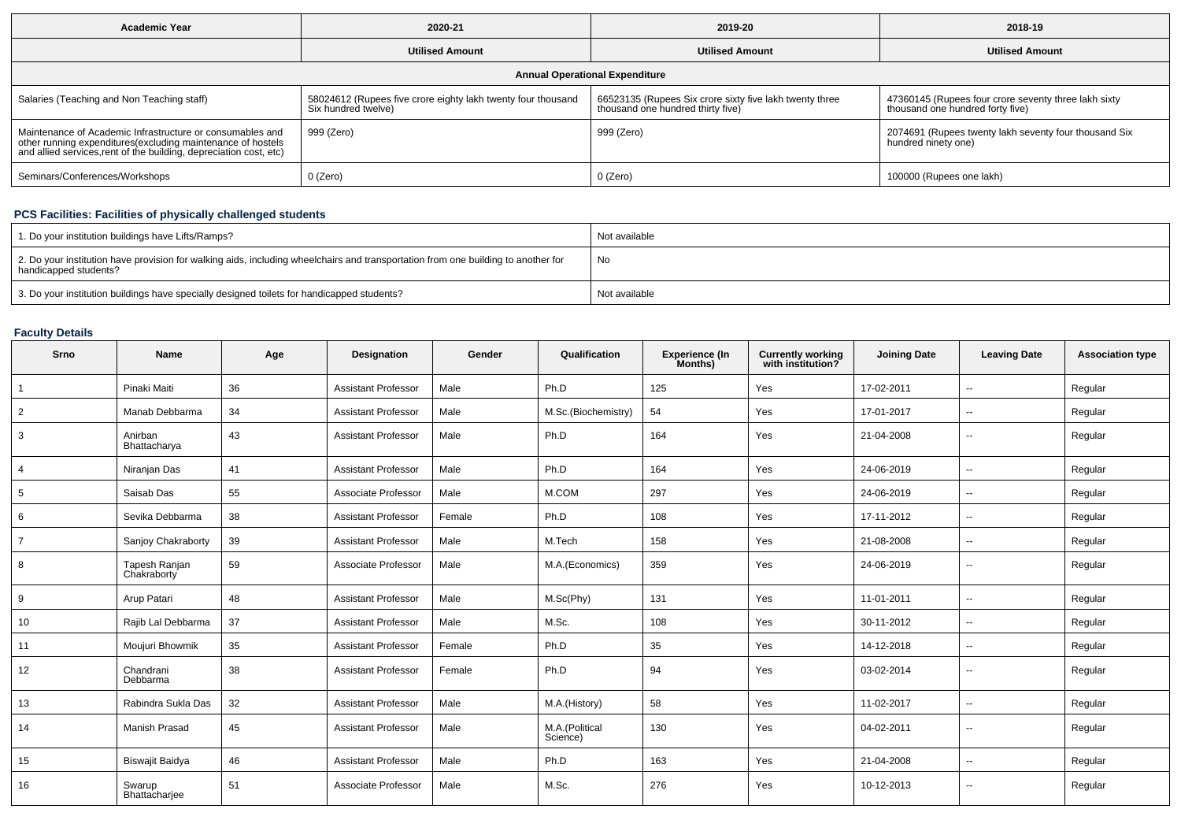| Academic Year | 2020-21 | 2019-20 | 2018-19 |
| --- | --- | --- | --- |
| | Utilised Amount | Utilised Amount | Utilised Amount |
| Annual Operational Expenditure | | | |
| Salaries (Teaching and Non Teaching staff) | 58024612 (Rupees five crore eighty lakh twenty four thousand Six hundred twelve) | 66523135 (Rupees Six crore sixty five lakh twenty three thousand one hundred thirty five) | 47360145 (Rupees four crore seventy three lakh sixty thousand one hundred forty five) |
| Maintenance of Academic Infrastructure or consumables and other running expenditures(excluding maintenance of hostels and allied services,rent of the building, depreciation cost, etc) | 999 (Zero) | 999 (Zero) | 2074691 (Rupees twenty lakh seventy four thousand Six hundred ninety one) |
| Seminars/Conferences/Workshops | 0 (Zero) | 0 (Zero) | 100000 (Rupees one lakh) |

## PCS Facilities: Facilities of physically challenged students

| | |
| --- | --- |
| 1. Do your institution buildings have Lifts/Ramps? | Not available |
| 2. Do your institution have provision for walking aids, including wheelchairs and transportation from one building to another for handicapped students? | No |
| 3. Do your institution buildings have specially designed toilets for handicapped students? | Not available |

## Faculty Details

| Srno | Name | Age | Designation | Gender | Qualification | Experience (In Months) | Currently working with institution? | Joining Date | Leaving Date | Association type |
| --- | --- | --- | --- | --- | --- | --- | --- | --- | --- | --- |
| 1 | Pinaki Maiti | 36 | Assistant Professor | Male | Ph.D | 125 | Yes | 17-02-2011 | -- | Regular |
| 2 | Manab Debbarma | 34 | Assistant Professor | Male | M.Sc.(Biochemistry) | 54 | Yes | 17-01-2017 | -- | Regular |
| 3 | Anirban Bhattacharya | 43 | Assistant Professor | Male | Ph.D | 164 | Yes | 21-04-2008 | -- | Regular |
| 4 | Niranjan Das | 41 | Assistant Professor | Male | Ph.D | 164 | Yes | 24-06-2019 | -- | Regular |
| 5 | Saisab Das | 55 | Associate Professor | Male | M.COM | 297 | Yes | 24-06-2019 | -- | Regular |
| 6 | Sevika Debbarma | 38 | Assistant Professor | Female | Ph.D | 108 | Yes | 17-11-2012 | -- | Regular |
| 7 | Sanjoy Chakraborty | 39 | Assistant Professor | Male | M.Tech | 158 | Yes | 21-08-2008 | -- | Regular |
| 8 | Tapesh Ranjan Chakraborty | 59 | Associate Professor | Male | M.A.(Economics) | 359 | Yes | 24-06-2019 | -- | Regular |
| 9 | Arup Patari | 48 | Assistant Professor | Male | M.Sc(Phy) | 131 | Yes | 11-01-2011 | -- | Regular |
| 10 | Rajib Lal Debbarma | 37 | Assistant Professor | Male | M.Sc. | 108 | Yes | 30-11-2012 | -- | Regular |
| 11 | Moujuri Bhowmik | 35 | Assistant Professor | Female | Ph.D | 35 | Yes | 14-12-2018 | -- | Regular |
| 12 | Chandrani Debbarma | 38 | Assistant Professor | Female | Ph.D | 94 | Yes | 03-02-2014 | -- | Regular |
| 13 | Rabindra Sukla Das | 32 | Assistant Professor | Male | M.A.(History) | 58 | Yes | 11-02-2017 | -- | Regular |
| 14 | Manish Prasad | 45 | Assistant Professor | Male | M.A.(Political Science) | 130 | Yes | 04-02-2011 | -- | Regular |
| 15 | Biswajit Baidya | 46 | Assistant Professor | Male | Ph.D | 163 | Yes | 21-04-2008 | -- | Regular |
| 16 | Swarup Bhattacharjee | 51 | Associate Professor | Male | M.Sc. | 276 | Yes | 10-12-2013 | -- | Regular |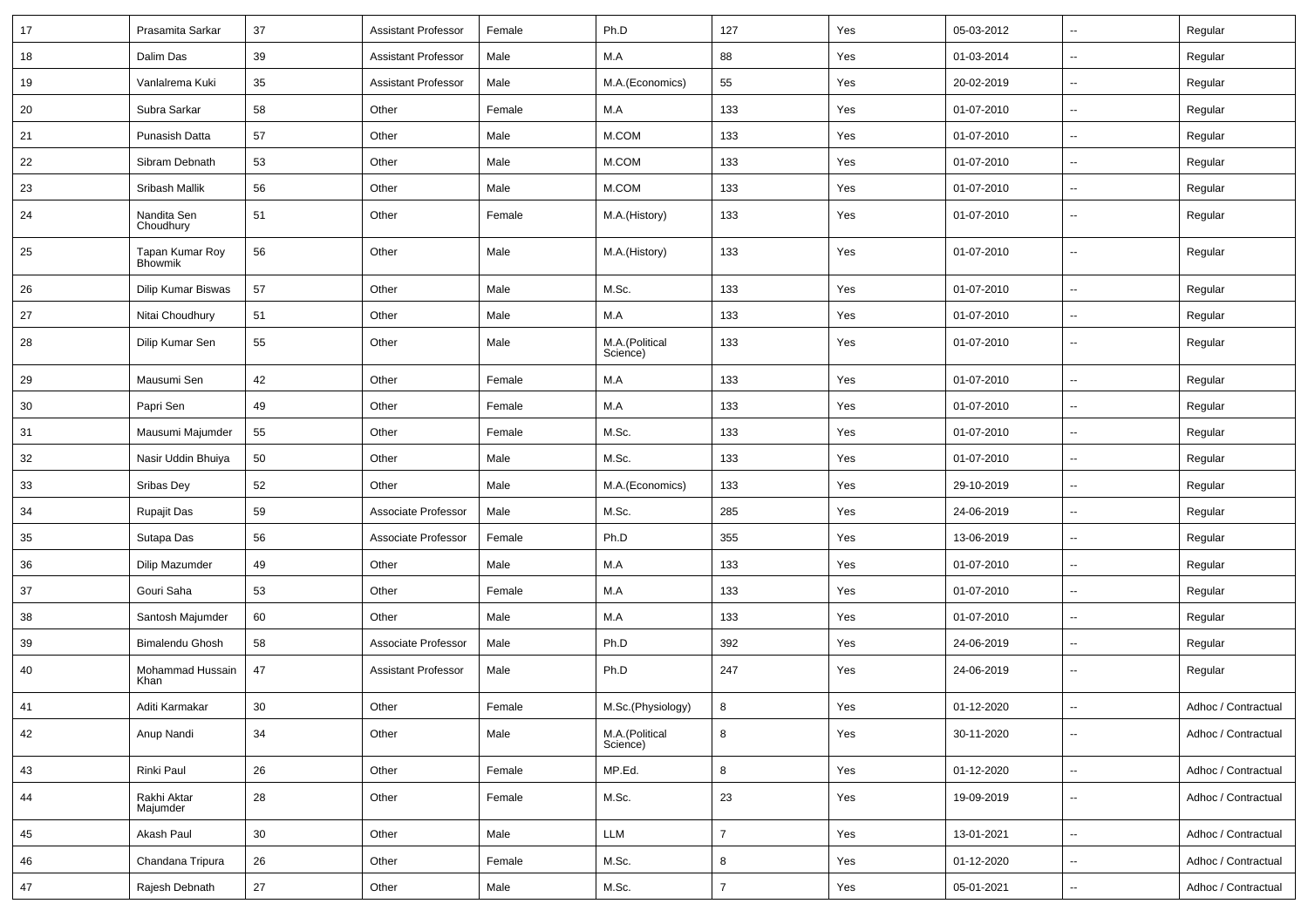| 17 | Prasamita Sarkar | 37 | Assistant Professor | Female | Ph.D | 127 | Yes | 05-03-2012 | -- | Regular |
|---|---|---|---|---|---|---|---|---|---|---|
| 18 | Dalim Das | 39 | Assistant Professor | Male | M.A | 88 | Yes | 01-03-2014 | -- | Regular |
| 19 | Vanlalrema Kuki | 35 | Assistant Professor | Male | M.A.(Economics) | 55 | Yes | 20-02-2019 | -- | Regular |
| 20 | Subra Sarkar | 58 | Other | Female | M.A | 133 | Yes | 01-07-2010 | -- | Regular |
| 21 | Punasish Datta | 57 | Other | Male | M.COM | 133 | Yes | 01-07-2010 | -- | Regular |
| 22 | Sibram Debnath | 53 | Other | Male | M.COM | 133 | Yes | 01-07-2010 | -- | Regular |
| 23 | Sribash Mallik | 56 | Other | Male | M.COM | 133 | Yes | 01-07-2010 | -- | Regular |
| 24 | Nandita Sen Choudhury | 51 | Other | Female | M.A.(History) | 133 | Yes | 01-07-2010 | -- | Regular |
| 25 | Tapan Kumar Roy Bhowmik | 56 | Other | Male | M.A.(History) | 133 | Yes | 01-07-2010 | -- | Regular |
| 26 | Dilip Kumar Biswas | 57 | Other | Male | M.Sc. | 133 | Yes | 01-07-2010 | -- | Regular |
| 27 | Nitai Choudhury | 51 | Other | Male | M.A | 133 | Yes | 01-07-2010 | -- | Regular |
| 28 | Dilip Kumar Sen | 55 | Other | Male | M.A.(Political Science) | 133 | Yes | 01-07-2010 | -- | Regular |
| 29 | Mausumi Sen | 42 | Other | Female | M.A | 133 | Yes | 01-07-2010 | -- | Regular |
| 30 | Papri Sen | 49 | Other | Female | M.A | 133 | Yes | 01-07-2010 | -- | Regular |
| 31 | Mausumi Majumder | 55 | Other | Female | M.Sc. | 133 | Yes | 01-07-2010 | -- | Regular |
| 32 | Nasir Uddin Bhuiya | 50 | Other | Male | M.Sc. | 133 | Yes | 01-07-2010 | -- | Regular |
| 33 | Sribas Dey | 52 | Other | Male | M.A.(Economics) | 133 | Yes | 29-10-2019 | -- | Regular |
| 34 | Rupajit Das | 59 | Associate Professor | Male | M.Sc. | 285 | Yes | 24-06-2019 | -- | Regular |
| 35 | Sutapa Das | 56 | Associate Professor | Female | Ph.D | 355 | Yes | 13-06-2019 | -- | Regular |
| 36 | Dilip Mazumder | 49 | Other | Male | M.A | 133 | Yes | 01-07-2010 | -- | Regular |
| 37 | Gouri Saha | 53 | Other | Female | M.A | 133 | Yes | 01-07-2010 | -- | Regular |
| 38 | Santosh Majumder | 60 | Other | Male | M.A | 133 | Yes | 01-07-2010 | -- | Regular |
| 39 | Bimalendu Ghosh | 58 | Associate Professor | Male | Ph.D | 392 | Yes | 24-06-2019 | -- | Regular |
| 40 | Mohammad Hussain Khan | 47 | Assistant Professor | Male | Ph.D | 247 | Yes | 24-06-2019 | -- | Regular |
| 41 | Aditi Karmakar | 30 | Other | Female | M.Sc.(Physiology) | 8 | Yes | 01-12-2020 | -- | Adhoc / Contractual |
| 42 | Anup Nandi | 34 | Other | Male | M.A.(Political Science) | 8 | Yes | 30-11-2020 | -- | Adhoc / Contractual |
| 43 | Rinki Paul | 26 | Other | Female | MP.Ed. | 8 | Yes | 01-12-2020 | -- | Adhoc / Contractual |
| 44 | Rakhi Aktar Majumder | 28 | Other | Female | M.Sc. | 23 | Yes | 19-09-2019 | -- | Adhoc / Contractual |
| 45 | Akash Paul | 30 | Other | Male | LLM | 7 | Yes | 13-01-2021 | -- | Adhoc / Contractual |
| 46 | Chandana Tripura | 26 | Other | Female | M.Sc. | 8 | Yes | 01-12-2020 | -- | Adhoc / Contractual |
| 47 | Rajesh Debnath | 27 | Other | Male | M.Sc. | 7 | Yes | 05-01-2021 | -- | Adhoc / Contractual |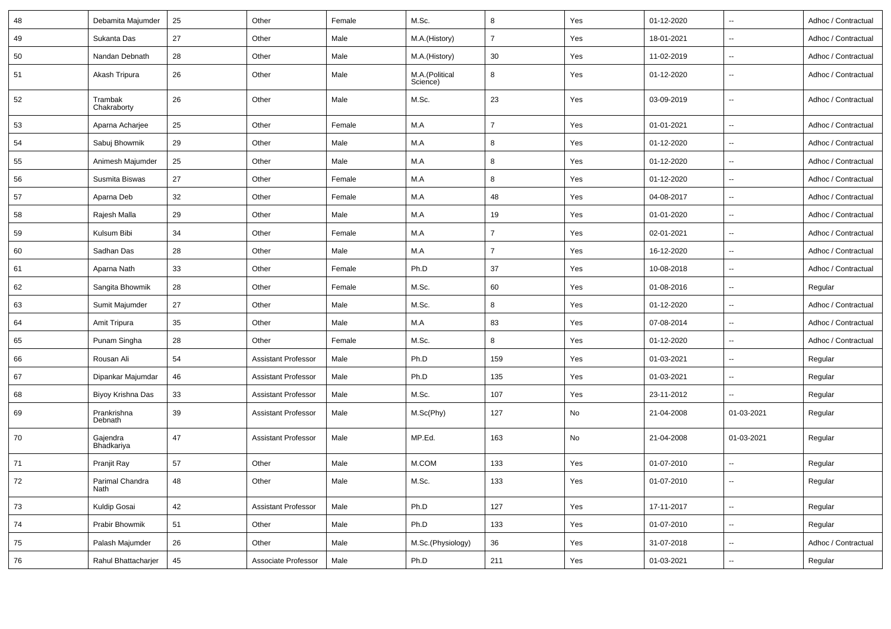| | | | | | | | | | | |
|---|---|---|---|---|---|---|---|---|---|---|
| 48 | Debamita Majumder | 25 | Other | Female | M.Sc. | 8 | Yes | 01-12-2020 | -- | Adhoc / Contractual |
| 49 | Sukanta Das | 27 | Other | Male | M.A.(History) | 7 | Yes | 18-01-2021 | -- | Adhoc / Contractual |
| 50 | Nandan Debnath | 28 | Other | Male | M.A.(History) | 30 | Yes | 11-02-2019 | -- | Adhoc / Contractual |
| 51 | Akash Tripura | 26 | Other | Male | M.A.(Political Science) | 8 | Yes | 01-12-2020 | -- | Adhoc / Contractual |
| 52 | Trambak Chakraborty | 26 | Other | Male | M.Sc. | 23 | Yes | 03-09-2019 | -- | Adhoc / Contractual |
| 53 | Aparna Acharjee | 25 | Other | Female | M.A | 7 | Yes | 01-01-2021 | -- | Adhoc / Contractual |
| 54 | Sabuj Bhowmik | 29 | Other | Male | M.A | 8 | Yes | 01-12-2020 | -- | Adhoc / Contractual |
| 55 | Animesh Majumder | 25 | Other | Male | M.A | 8 | Yes | 01-12-2020 | -- | Adhoc / Contractual |
| 56 | Susmita Biswas | 27 | Other | Female | M.A | 8 | Yes | 01-12-2020 | -- | Adhoc / Contractual |
| 57 | Aparna Deb | 32 | Other | Female | M.A | 48 | Yes | 04-08-2017 | -- | Adhoc / Contractual |
| 58 | Rajesh Malla | 29 | Other | Male | M.A | 19 | Yes | 01-01-2020 | -- | Adhoc / Contractual |
| 59 | Kulsum Bibi | 34 | Other | Female | M.A | 7 | Yes | 02-01-2021 | -- | Adhoc / Contractual |
| 60 | Sadhan Das | 28 | Other | Male | M.A | 7 | Yes | 16-12-2020 | -- | Adhoc / Contractual |
| 61 | Aparna Nath | 33 | Other | Female | Ph.D | 37 | Yes | 10-08-2018 | -- | Adhoc / Contractual |
| 62 | Sangita Bhowmik | 28 | Other | Female | M.Sc. | 60 | Yes | 01-08-2016 | -- | Regular |
| 63 | Sumit Majumder | 27 | Other | Male | M.Sc. | 8 | Yes | 01-12-2020 | -- | Adhoc / Contractual |
| 64 | Amit Tripura | 35 | Other | Male | M.A | 83 | Yes | 07-08-2014 | -- | Adhoc / Contractual |
| 65 | Punam Singha | 28 | Other | Female | M.Sc. | 8 | Yes | 01-12-2020 | -- | Adhoc / Contractual |
| 66 | Rousan Ali | 54 | Assistant Professor | Male | Ph.D | 159 | Yes | 01-03-2021 | -- | Regular |
| 67 | Dipankar Majumdar | 46 | Assistant Professor | Male | Ph.D | 135 | Yes | 01-03-2021 | -- | Regular |
| 68 | Biyoy Krishna Das | 33 | Assistant Professor | Male | M.Sc. | 107 | Yes | 23-11-2012 | -- | Regular |
| 69 | Prankrishna Debnath | 39 | Assistant Professor | Male | M.Sc(Phy) | 127 | No | 21-04-2008 | 01-03-2021 | Regular |
| 70 | Gajendra Bhadkariya | 47 | Assistant Professor | Male | MP.Ed. | 163 | No | 21-04-2008 | 01-03-2021 | Regular |
| 71 | Pranjit Ray | 57 | Other | Male | M.COM | 133 | Yes | 01-07-2010 | -- | Regular |
| 72 | Parimal Chandra Nath | 48 | Other | Male | M.Sc. | 133 | Yes | 01-07-2010 | -- | Regular |
| 73 | Kuldip Gosai | 42 | Assistant Professor | Male | Ph.D | 127 | Yes | 17-11-2017 | -- | Regular |
| 74 | Prabir Bhowmik | 51 | Other | Male | Ph.D | 133 | Yes | 01-07-2010 | -- | Regular |
| 75 | Palash Majumder | 26 | Other | Male | M.Sc.(Physiology) | 36 | Yes | 31-07-2018 | -- | Adhoc / Contractual |
| 76 | Rahul Bhattacharjer | 45 | Associate Professor | Male | Ph.D | 211 | Yes | 01-03-2021 | -- | Regular |